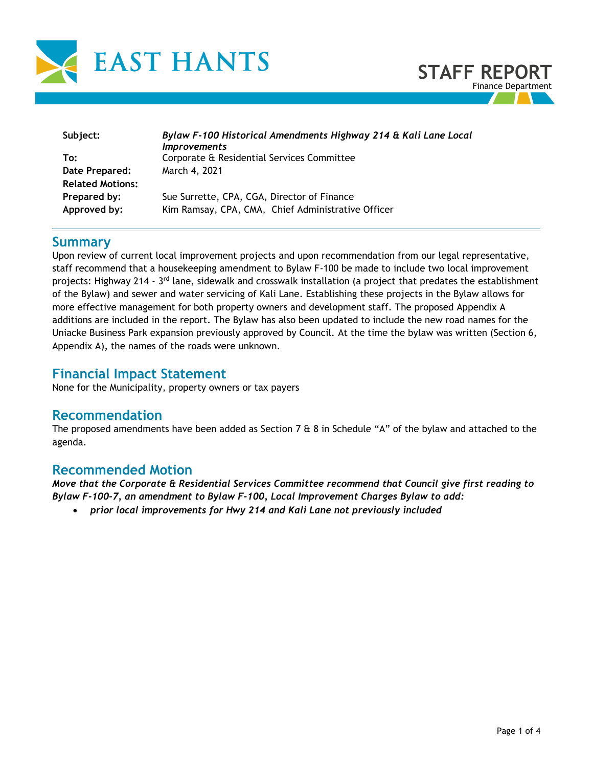EAST HANTS

# STAFF REPORT

Finance Department

| | |
|---|---|
| **Subject:** | ***Bylaw F-100 Historical Amendments Highway 214 & Kali Lane Local Improvements*** |
| **To:** | Corporate & Residential Services Committee |
| **Date Prepared:** | March 4, 2021 |
| **Related Motions:** | |
| **Prepared by:** | Sue Surrette, CPA, CGA, Director of Finance |
| **Approved by:** | Kim Ramsay, CPA, CMA, Chief Administrative Officer |

## Summary

Upon review of current local improvement projects and upon recommendation from our legal representative, staff recommend that a housekeeping amendment to Bylaw F-100 be made to include two local improvement projects: Highway 214 - 3rd lane, sidewalk and crosswalk installation (a project that predates the establishment of the Bylaw) and sewer and water servicing of Kali Lane. Establishing these projects in the Bylaw allows for more effective management for both property owners and development staff. The proposed Appendix A additions are included in the report. The Bylaw has also been updated to include the new road names for the Uniacke Business Park expansion previously approved by Council. At the time the bylaw was written (Section 6, Appendix A), the names of the roads were unknown.

## Financial Impact Statement

None for the Municipality, property owners or tax payers

## Recommendation

The proposed amendments have been added as Section 7 & 8 in Schedule "A" of the bylaw and attached to the agenda.

## Recommended Motion

***Move that the Corporate & Residential Services Committee recommend that Council give first reading to Bylaw F-100-7, an amendment to Bylaw F-100, Local Improvement Charges Bylaw to add:***

- ***prior local improvements for Hwy 214 and Kali Lane not previously included***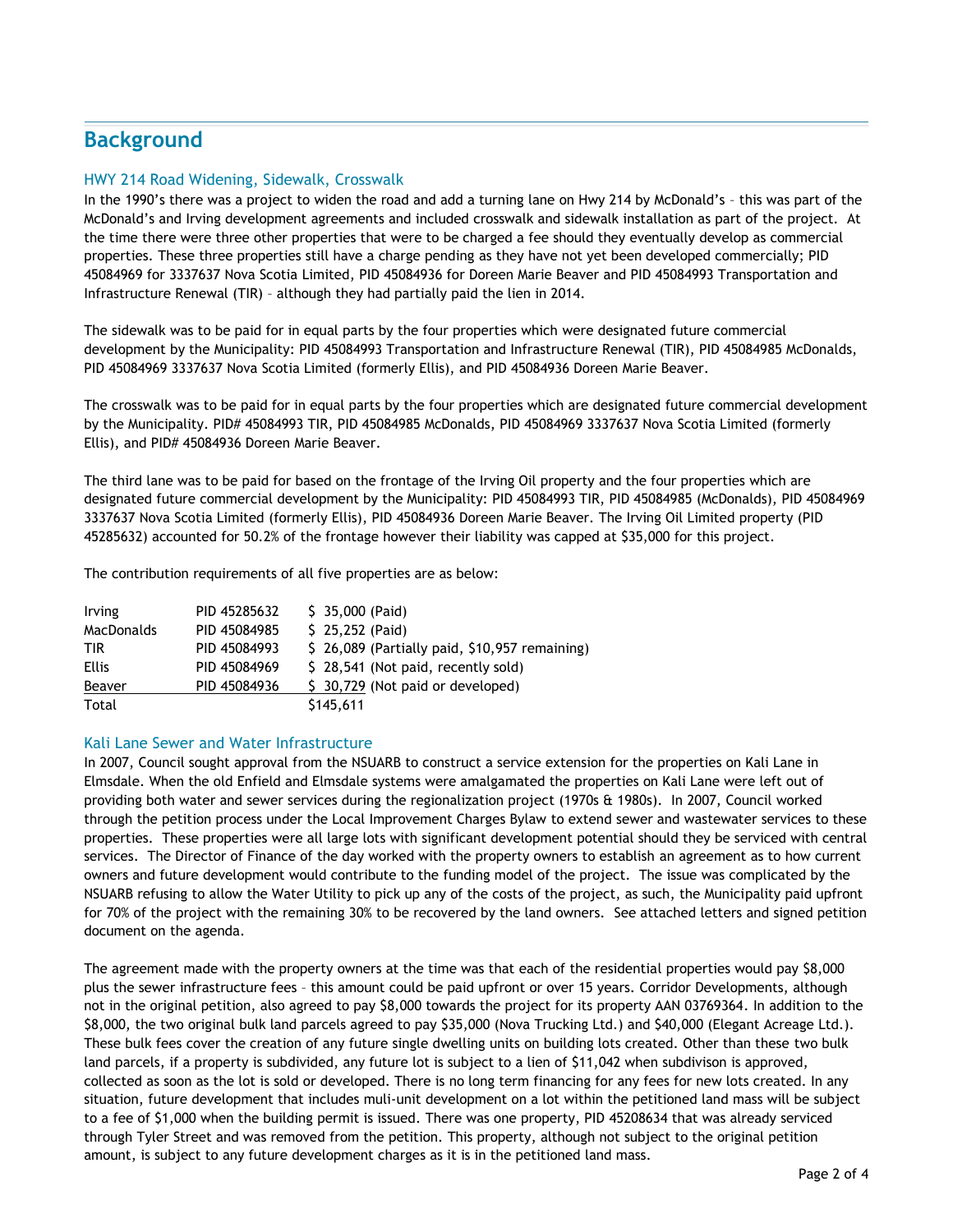## Background

### HWY 214 Road Widening, Sidewalk, Crosswalk

In the 1990's there was a project to widen the road and add a turning lane on Hwy 214 by McDonald's – this was part of the McDonald's and Irving development agreements and included crosswalk and sidewalk installation as part of the project. At the time there were three other properties that were to be charged a fee should they eventually develop as commercial properties. These three properties still have a charge pending as they have not yet been developed commercially; PID 45084969 for 3337637 Nova Scotia Limited, PID 45084936 for Doreen Marie Beaver and PID 45084993 Transportation and Infrastructure Renewal (TIR) – although they had partially paid the lien in 2014.

The sidewalk was to be paid for in equal parts by the four properties which were designated future commercial development by the Municipality: PID 45084993 Transportation and Infrastructure Renewal (TIR), PID 45084985 McDonalds, PID 45084969 3337637 Nova Scotia Limited (formerly Ellis), and PID 45084936 Doreen Marie Beaver.

The crosswalk was to be paid for in equal parts by the four properties which are designated future commercial development by the Municipality. PID# 45084993 TIR, PID 45084985 McDonalds, PID 45084969 3337637 Nova Scotia Limited (formerly Ellis), and PID# 45084936 Doreen Marie Beaver.

The third lane was to be paid for based on the frontage of the Irving Oil property and the four properties which are designated future commercial development by the Municipality: PID 45084993 TIR, PID 45084985 (McDonalds), PID 45084969 3337637 Nova Scotia Limited (formerly Ellis), PID 45084936 Doreen Marie Beaver. The Irving Oil Limited property (PID 45285632) accounted for 50.2% of the frontage however their liability was capped at $35,000 for this project.

The contribution requirements of all five properties are as below:

| | | |
|---|---|---|
| Irving | PID 45285632 | $ 35,000 (Paid) |
| MacDonalds | PID 45084985 | $ 25,252 (Paid) |
| TIR | PID 45084993 | $ 26,089 (Partially paid, $10,957 remaining) |
| Ellis | PID 45084969 | $ 28,541 (Not paid, recently sold) |
| Beaver | PID 45084936 | $ 30,729 (Not paid or developed) |
| Total | | $145,611 |

### Kali Lane Sewer and Water Infrastructure

In 2007, Council sought approval from the NSUARB to construct a service extension for the properties on Kali Lane in Elmsdale. When the old Enfield and Elmsdale systems were amalgamated the properties on Kali Lane were left out of providing both water and sewer services during the regionalization project (1970s & 1980s). In 2007, Council worked through the petition process under the Local Improvement Charges Bylaw to extend sewer and wastewater services to these properties. These properties were all large lots with significant development potential should they be serviced with central services. The Director of Finance of the day worked with the property owners to establish an agreement as to how current owners and future development would contribute to the funding model of the project. The issue was complicated by the NSUARB refusing to allow the Water Utility to pick up any of the costs of the project, as such, the Municipality paid upfront for 70% of the project with the remaining 30% to be recovered by the land owners. See attached letters and signed petition document on the agenda.

The agreement made with the property owners at the time was that each of the residential properties would pay $8,000 plus the sewer infrastructure fees – this amount could be paid upfront or over 15 years. Corridor Developments, although not in the original petition, also agreed to pay $8,000 towards the project for its property AAN 03769364. In addition to the $8,000, the two original bulk land parcels agreed to pay $35,000 (Nova Trucking Ltd.) and $40,000 (Elegant Acreage Ltd.). These bulk fees cover the creation of any future single dwelling units on building lots created. Other than these two bulk land parcels, if a property is subdivided, any future lot is subject to a lien of $11,042 when subdivison is approved, collected as soon as the lot is sold or developed. There is no long term financing for any fees for new lots created. In any situation, future development that includes muli-unit development on a lot within the petitioned land mass will be subject to a fee of $1,000 when the building permit is issued. There was one property, PID 45208634 that was already serviced through Tyler Street and was removed from the petition. This property, although not subject to the original petition amount, is subject to any future development charges as it is in the petitioned land mass.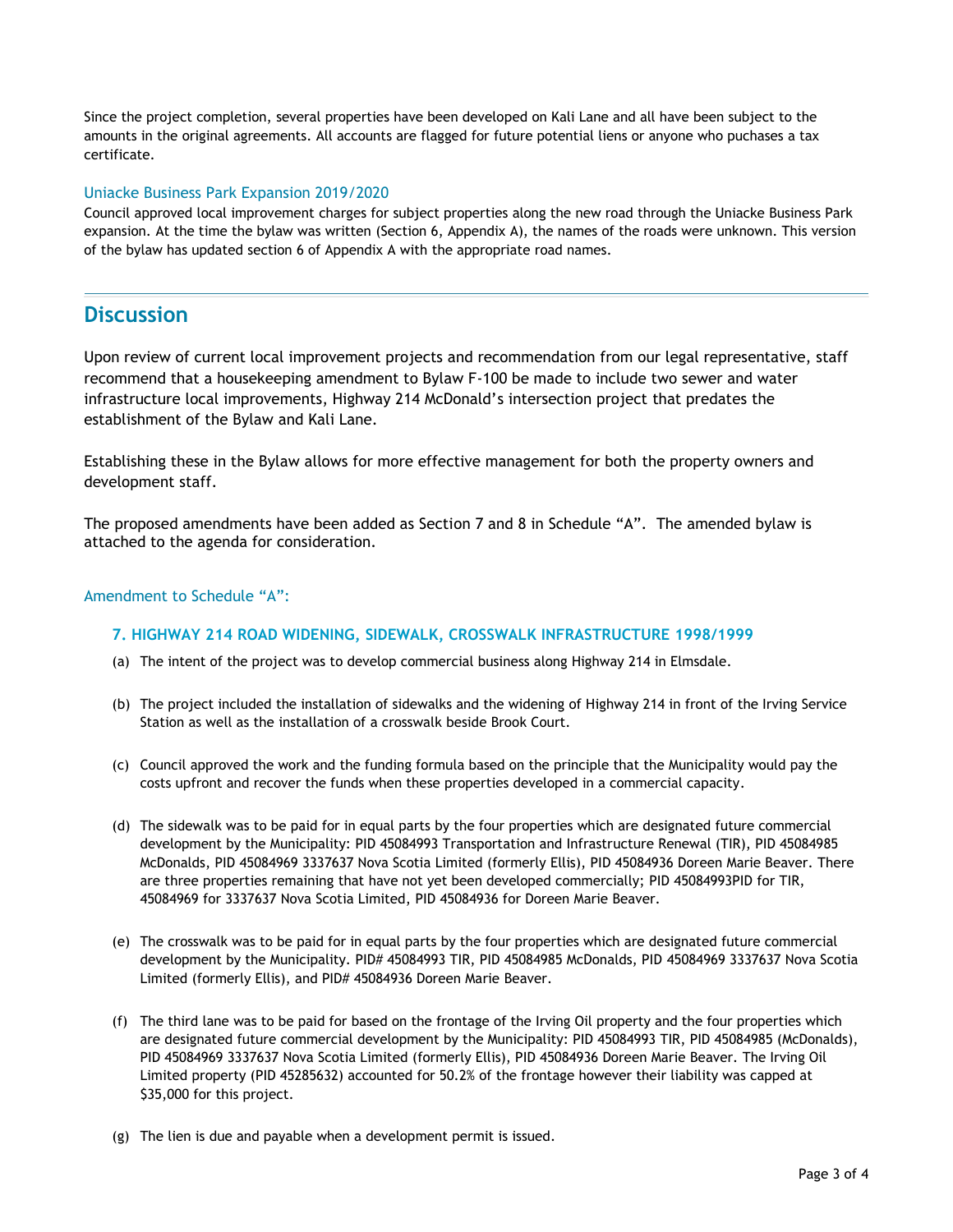Since the project completion, several properties have been developed on Kali Lane and all have been subject to the amounts in the original agreements. All accounts are flagged for future potential liens or anyone who puchases a tax certificate.

### Uniacke Business Park Expansion 2019/2020

Council approved local improvement charges for subject properties along the new road through the Uniacke Business Park expansion. At the time the bylaw was written (Section 6, Appendix A), the names of the roads were unknown. This version of the bylaw has updated section 6 of Appendix A with the appropriate road names.

## Discussion

Upon review of current local improvement projects and recommendation from our legal representative, staff recommend that a housekeeping amendment to Bylaw F-100 be made to include two sewer and water infrastructure local improvements, Highway 214 McDonald's intersection project that predates the establishment of the Bylaw and Kali Lane.

Establishing these in the Bylaw allows for more effective management for both the property owners and development staff.

The proposed amendments have been added as Section 7 and 8 in Schedule "A". The amended bylaw is attached to the agenda for consideration.

### Amendment to Schedule "A":

#### 7. HIGHWAY 214 ROAD WIDENING, SIDEWALK, CROSSWALK INFRASTRUCTURE 1998/1999

(a) The intent of the project was to develop commercial business along Highway 214 in Elmsdale.

(b) The project included the installation of sidewalks and the widening of Highway 214 in front of the Irving Service Station as well as the installation of a crosswalk beside Brook Court.

(c) Council approved the work and the funding formula based on the principle that the Municipality would pay the costs upfront and recover the funds when these properties developed in a commercial capacity.

(d) The sidewalk was to be paid for in equal parts by the four properties which are designated future commercial development by the Municipality: PID 45084993 Transportation and Infrastructure Renewal (TIR), PID 45084985 McDonalds, PID 45084969 3337637 Nova Scotia Limited (formerly Ellis), PID 45084936 Doreen Marie Beaver. There are three properties remaining that have not yet been developed commercially; PID 45084993PID for TIR, 45084969 for 3337637 Nova Scotia Limited, PID 45084936 for Doreen Marie Beaver.

(e) The crosswalk was to be paid for in equal parts by the four properties which are designated future commercial development by the Municipality. PID# 45084993 TIR, PID 45084985 McDonalds, PID 45084969 3337637 Nova Scotia Limited (formerly Ellis), and PID# 45084936 Doreen Marie Beaver.

(f) The third lane was to be paid for based on the frontage of the Irving Oil property and the four properties which are designated future commercial development by the Municipality: PID 45084993 TIR, PID 45084985 (McDonalds), PID 45084969 3337637 Nova Scotia Limited (formerly Ellis), PID 45084936 Doreen Marie Beaver. The Irving Oil Limited property (PID 45285632) accounted for 50.2% of the frontage however their liability was capped at $35,000 for this project.

(g) The lien is due and payable when a development permit is issued.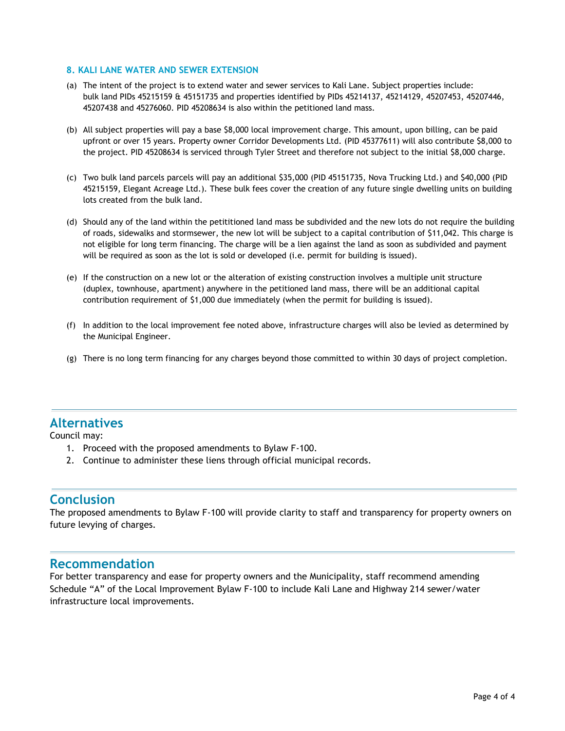### 8. KALI LANE WATER AND SEWER EXTENSION

(a) The intent of the project is to extend water and sewer services to Kali Lane. Subject properties include: bulk land PIDs 45215159 & 45151735 and properties identified by PIDs 45214137, 45214129, 45207453, 45207446, 45207438 and 45276060. PID 45208634 is also within the petitioned land mass.

(b) All subject properties will pay a base $8,000 local improvement charge. This amount, upon billing, can be paid upfront or over 15 years. Property owner Corridor Developments Ltd. (PID 45377611) will also contribute $8,000 to the project. PID 45208634 is serviced through Tyler Street and therefore not subject to the initial $8,000 charge.

(c) Two bulk land parcels parcels will pay an additional $35,000 (PID 45151735, Nova Trucking Ltd.) and $40,000 (PID 45215159, Elegant Acreage Ltd.). These bulk fees cover the creation of any future single dwelling units on building lots created from the bulk land.

(d) Should any of the land within the petititioned land mass be subdivided and the new lots do not require the building of roads, sidewalks and stormsewer, the new lot will be subject to a capital contribution of $11,042. This charge is not eligible for long term financing. The charge will be a lien against the land as soon as subdivided and payment will be required as soon as the lot is sold or developed (i.e. permit for building is issued).

(e) If the construction on a new lot or the alteration of existing construction involves a multiple unit structure (duplex, townhouse, apartment) anywhere in the petitioned land mass, there will be an additional capital contribution requirement of $1,000 due immediately (when the permit for building is issued).

(f) In addition to the local improvement fee noted above, infrastructure charges will also be levied as determined by the Municipal Engineer.

(g) There is no long term financing for any charges beyond those committed to within 30 days of project completion.

## Alternatives

Council may:

1. Proceed with the proposed amendments to Bylaw F-100.
2. Continue to administer these liens through official municipal records.

## Conclusion

The proposed amendments to Bylaw F-100 will provide clarity to staff and transparency for property owners on future levying of charges.

## Recommendation

For better transparency and ease for property owners and the Municipality, staff recommend amending Schedule "A" of the Local Improvement Bylaw F-100 to include Kali Lane and Highway 214 sewer/water infrastructure local improvements.